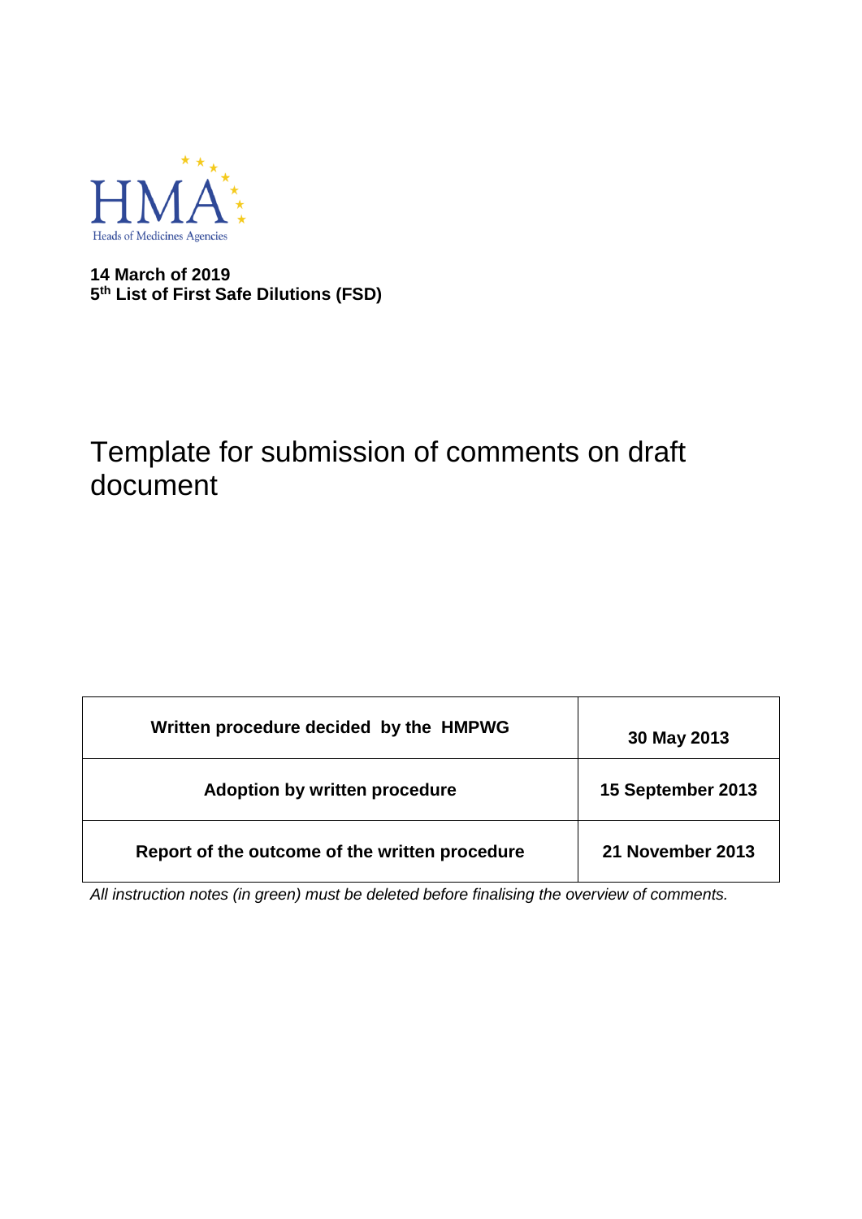HMA

Heads of Medicines Agencies

**14 March of 2019**
**5th List of First Safe Dilutions (FSD)**

# Template for submission of comments on draft document

| Written procedure decided by the HMPWG | 30 May 2013 |
|---|---|
| Adoption by written procedure | 15 September 2013 |
| Report of the outcome of the written procedure | 21 November 2013 |

*All instruction notes (in green) must be deleted before finalising the overview of comments.*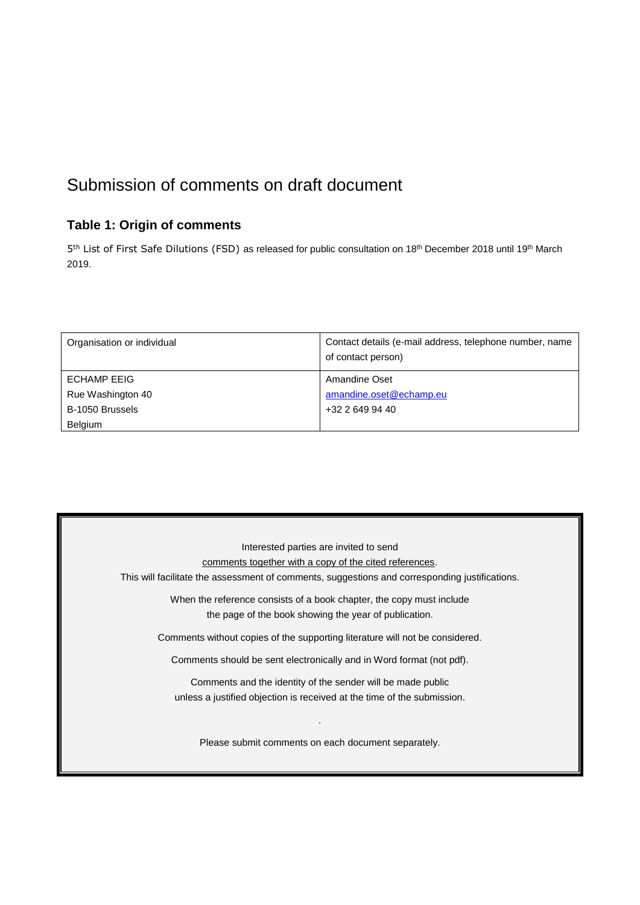# Submission of comments on draft document

## Table 1: Origin of comments

5th List of First Safe Dilutions (FSD) as released for public consultation on 18th December 2018 until 19th March 2019.

| Organisation or individual | Contact details (e-mail address, telephone number, name of contact person) |
| --- | --- |
| ECHAMP EEIG<br>Rue Washington 40<br>B-1050 Brussels<br>Belgium | Amandine Oset<br>amandine.oset@echamp.eu<br>+32 2 649 94 40 |

Interested parties are invited to send comments together with a copy of the cited references.
This will facilitate the assessment of comments, suggestions and corresponding justifications.

When the reference consists of a book chapter, the copy must include the page of the book showing the year of publication.

Comments without copies of the supporting literature will not be considered.

Comments should be sent electronically and in Word format (not pdf).

Comments and the identity of the sender will be made public unless a justified objection is received at the time of the submission.

.

Please submit comments on each document separately.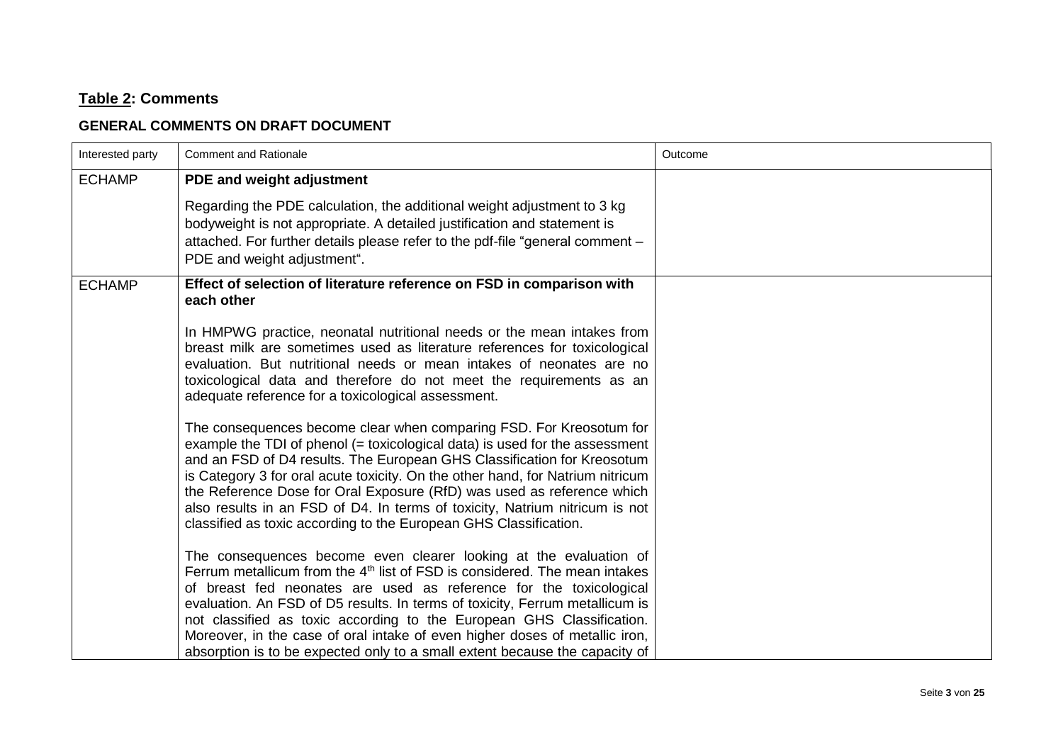## Table 2: Comments

### GENERAL COMMENTS ON DRAFT DOCUMENT

| Interested party | Comment and Rationale | Outcome |
|---|---|---|
| ECHAMP | **PDE and weight adjustment**<br><br>Regarding the PDE calculation, the additional weight adjustment to 3 kg bodyweight is not appropriate. A detailed justification and statement is attached. For further details please refer to the pdf-file "general comment – PDE and weight adjustment". | |
| ECHAMP | **Effect of selection of literature reference on FSD in comparison with each other**<br><br>In HMPWG practice, neonatal nutritional needs or the mean intakes from breast milk are sometimes used as literature references for toxicological evaluation. But nutritional needs or mean intakes of neonates are no toxicological data and therefore do not meet the requirements as an adequate reference for a toxicological assessment.<br><br>The consequences become clear when comparing FSD. For Kreosotum for example the TDI of phenol (= toxicological data) is used for the assessment and an FSD of D4 results. The European GHS Classification for Kreosotum is Category 3 for oral acute toxicity. On the other hand, for Natrium nitricum the Reference Dose for Oral Exposure (RfD) was used as reference which also results in an FSD of D4. In terms of toxicity, Natrium nitricum is not classified as toxic according to the European GHS Classification.<br><br>The consequences become even clearer looking at the evaluation of Ferrum metallicum from the 4th list of FSD is considered. The mean intakes of breast fed neonates are used as reference for the toxicological evaluation. An FSD of D5 results. In terms of toxicity, Ferrum metallicum is not classified as toxic according to the European GHS Classification. Moreover, in the case of oral intake of even higher doses of metallic iron, absorption is to be expected only to a small extent because the capacity of | |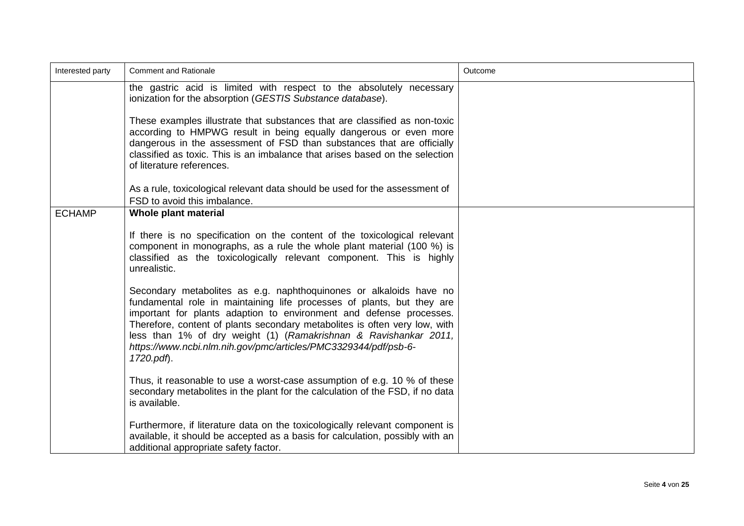| Interested party | Comment and Rationale | Outcome |
|---|---|---|
| | the gastric acid is limited with respect to the absolutely necessary ionization for the absorption (*GESTIS Substance database*).<br><br>These examples illustrate that substances that are classified as non-toxic according to HMPWG result in being equally dangerous or even more dangerous in the assessment of FSD than substances that are officially classified as toxic. This is an imbalance that arises based on the selection of literature references.<br><br>As a rule, toxicological relevant data should be used for the assessment of FSD to avoid this imbalance. | |
| ECHAMP | **Whole plant material**<br><br>If there is no specification on the content of the toxicological relevant component in monographs, as a rule the whole plant material (100 %) is classified as the toxicologically relevant component. This is highly unrealistic.<br><br>Secondary metabolites as e.g. naphthoquinones or alkaloids have no fundamental role in maintaining life processes of plants, but they are important for plants adaption to environment and defense processes. Therefore, content of plants secondary metabolites is often very low, with less than 1% of dry weight (1) (*Ramakrishnan & Ravishankar 2011, https://www.ncbi.nlm.nih.gov/pmc/articles/PMC3329344/pdf/psb-6-1720.pdf*).<br><br>Thus, it reasonable to use a worst-case assumption of e.g. 10 % of these secondary metabolites in the plant for the calculation of the FSD, if no data is available.<br><br>Furthermore, if literature data on the toxicologically relevant component is available, it should be accepted as a basis for calculation, possibly with an additional appropriate safety factor. | |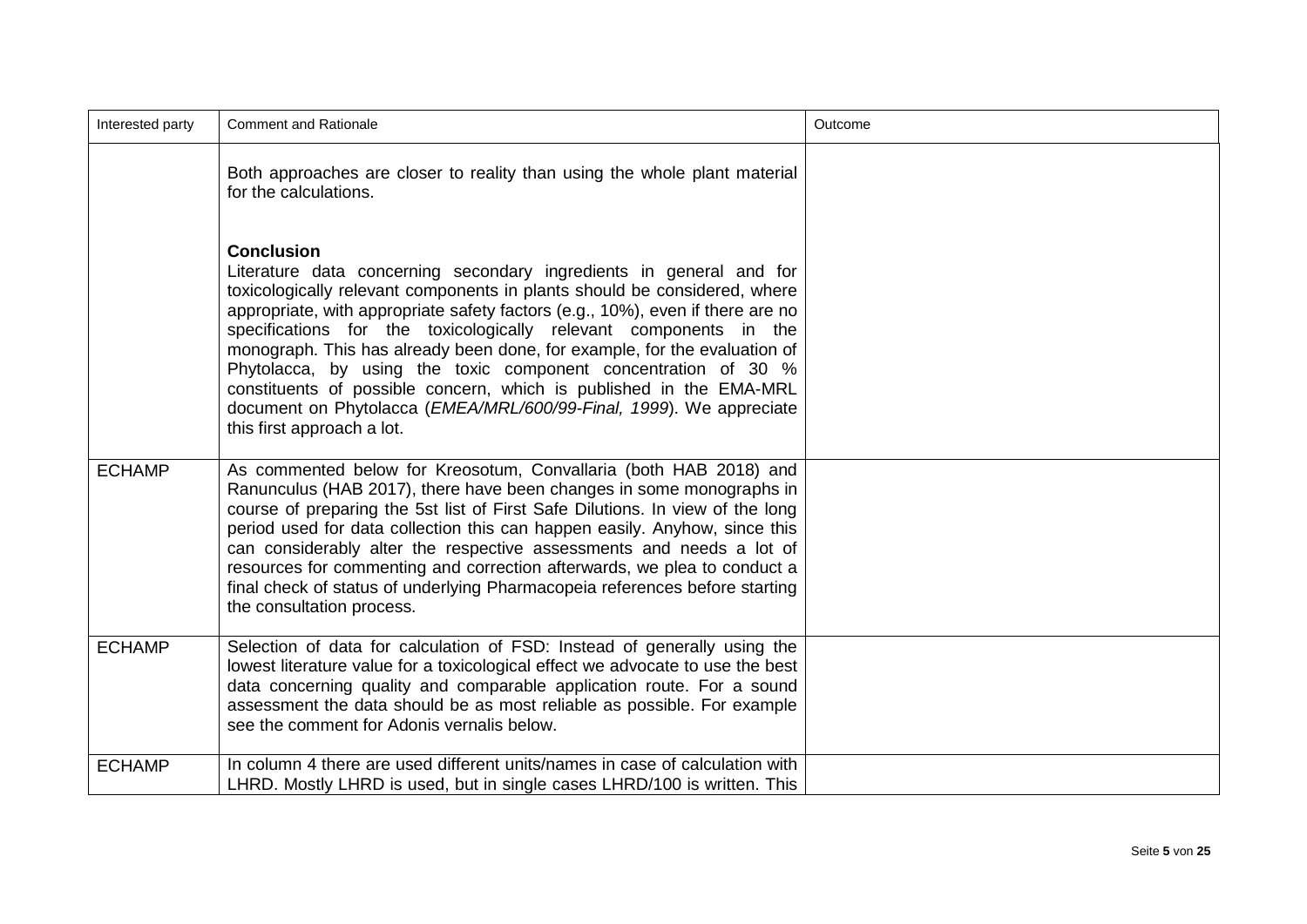| Interested party | Comment and Rationale | Outcome |
|---|---|---|
| | Both approaches are closer to reality than using the whole plant material for the calculations.<br><br>**Conclusion**<br>Literature data concerning secondary ingredients in general and for toxicologically relevant components in plants should be considered, where appropriate, with appropriate safety factors (e.g., 10%), even if there are no specifications for the toxicologically relevant components in the monograph. This has already been done, for example, for the evaluation of Phytolacca, by using the toxic component concentration of 30 % constituents of possible concern, which is published in the EMA-MRL document on Phytolacca (*EMEA/MRL/600/99-Final, 1999*). We appreciate this first approach a lot. | |
| ECHAMP | As commented below for Kreosotum, Convallaria (both HAB 2018) and Ranunculus (HAB 2017), there have been changes in some monographs in course of preparing the 5st list of First Safe Dilutions. In view of the long period used for data collection this can happen easily. Anyhow, since this can considerably alter the respective assessments and needs a lot of resources for commenting and correction afterwards, we plea to conduct a final check of status of underlying Pharmacopeia references before starting the consultation process. | |
| ECHAMP | Selection of data for calculation of FSD: Instead of generally using the lowest literature value for a toxicological effect we advocate to use the best data concerning quality and comparable application route. For a sound assessment the data should be as most reliable as possible. For example see the comment for Adonis vernalis below. | |
| ECHAMP | In column 4 there are used different units/names in case of calculation with LHRD. Mostly LHRD is used, but in single cases LHRD/100 is written. This | |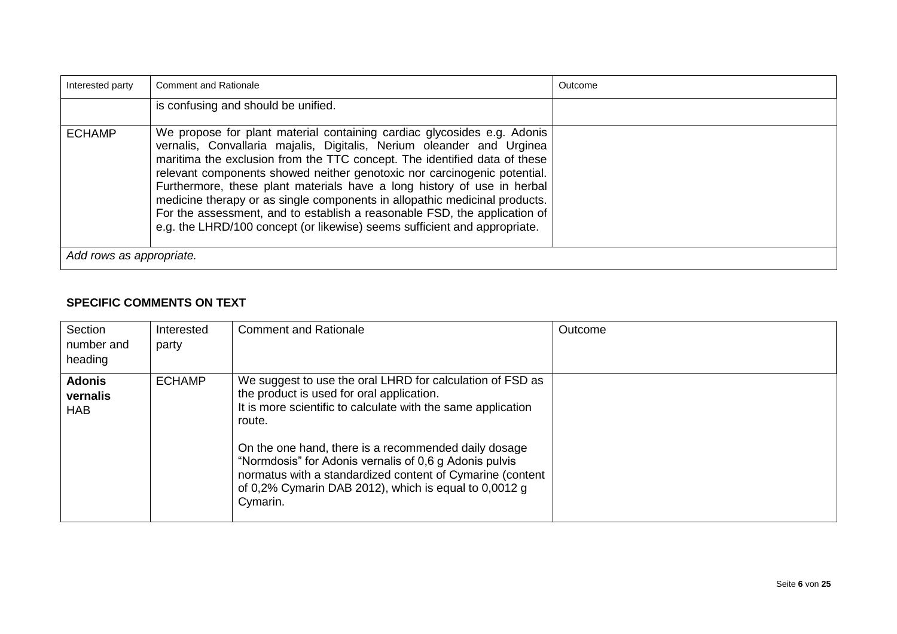| Interested party | Comment and Rationale | Outcome |
|---|---|---|
| | is confusing and should be unified. | |
| ECHAMP | We propose for plant material containing cardiac glycosides e.g. Adonis vernalis, Convallaria majalis, Digitalis, Nerium oleander and Urginea maritima the exclusion from the TTC concept. The identified data of these relevant components showed neither genotoxic nor carcinogenic potential. Furthermore, these plant materials have a long history of use in herbal medicine therapy or as single components in allopathic medicinal products. For the assessment, and to establish a reasonable FSD, the application of e.g. the LHRD/100 concept (or likewise) seems sufficient and appropriate. | |
| *Add rows as appropriate.* | | |

## SPECIFIC COMMENTS ON TEXT

| Section number and heading | Interested party | Comment and Rationale | Outcome |
|---|---|---|---|
| **Adonis vernalis** HAB | ECHAMP | We suggest to use the oral LHRD for calculation of FSD as the product is used for oral application.<br>It is more scientific to calculate with the same application route.<br><br>On the one hand, there is a recommended daily dosage "Normdosis" for Adonis vernalis of 0,6 g Adonis pulvis normatus with a standardized content of Cymarine (content of 0,2% Cymarin DAB 2012), which is equal to 0,0012 g Cymarin. | |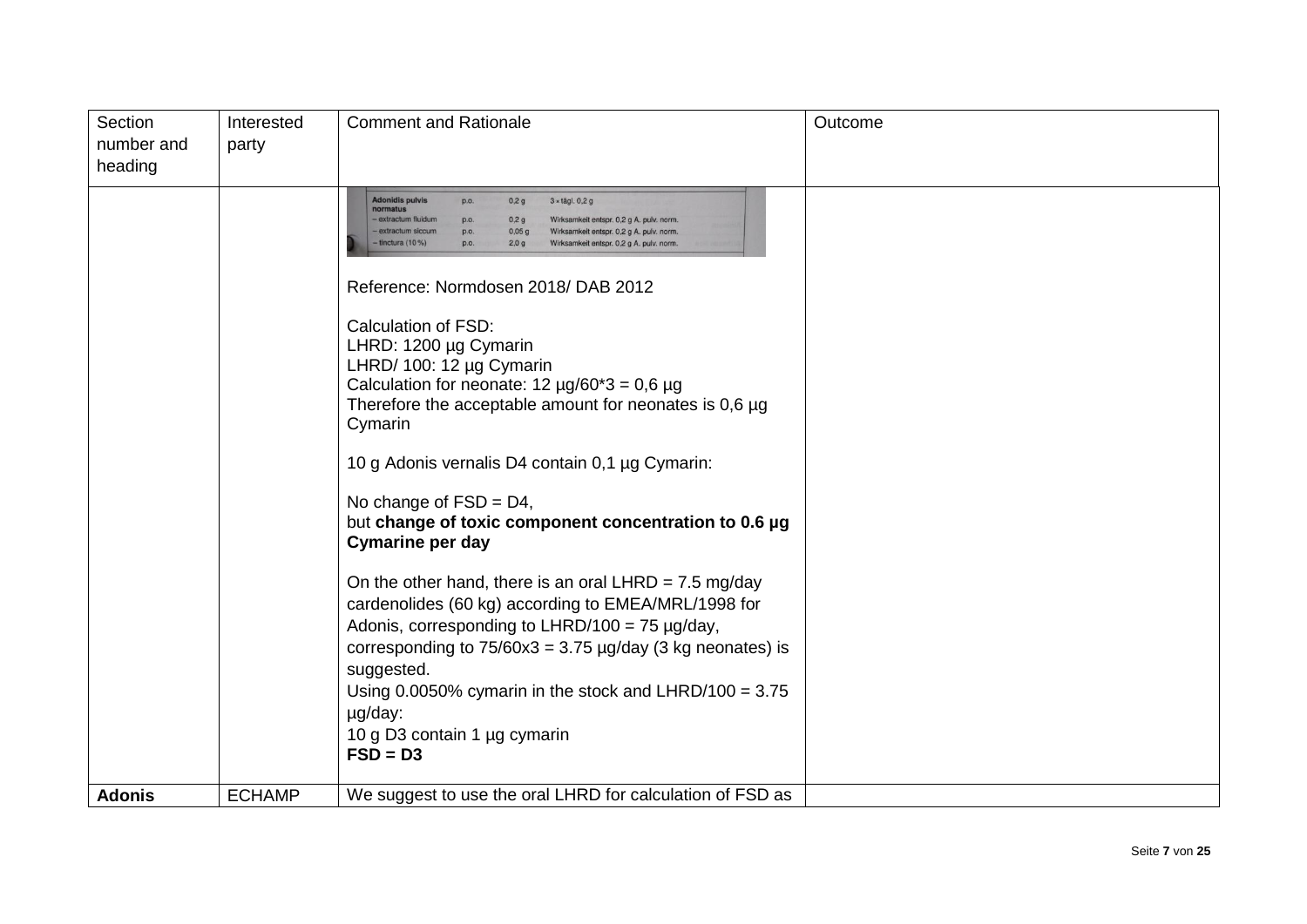| Section number and heading | Interested party | Comment and Rationale | Outcome |
| --- | --- | --- | --- |
| | | **Adonidis pulvis normatus** p.o. 0,2 g 3 × tägl. 0,2 g<br>– extractum fluidum p.o. 0,2 g Wirksamkeit entspr. 0,2 g A. pulv. norm.<br>– extractum siccum p.o. 0,05 g Wirksamkeit entspr. 0,2 g A. pulv. norm.<br>– tinctura (10 %) p.o. 2,0 g Wirksamkeit entspr. 0,2 g A. pulv. norm.<br><br>Reference: Normdosen 2018/ DAB 2012<br><br>Calculation of FSD:<br>LHRD: 1200 µg Cymarin<br>LHRD/ 100: 12 µg Cymarin<br>Calculation for neonate: 12 µg/60*3 = 0,6 µg<br>Therefore the acceptable amount for neonates is 0,6 µg Cymarin<br><br>10 g Adonis vernalis D4 contain 0,1 µg Cymarin:<br><br>No change of FSD = D4,<br>but **change of toxic component concentration to 0.6 µg Cymarine per day**<br><br>On the other hand, there is an oral LHRD = 7.5 mg/day cardenolides (60 kg) according to EMEA/MRL/1998 for Adonis, corresponding to LHRD/100 = 75 µg/day, corresponding to 75/60x3 = 3.75 µg/day (3 kg neonates) is suggested.<br>Using 0.0050% cymarin in the stock and LHRD/100 = 3.75 µg/day:<br>10 g D3 contain 1 µg cymarin<br>**FSD = D3** | |
| **Adonis** | ECHAMP | We suggest to use the oral LHRD for calculation of FSD as | |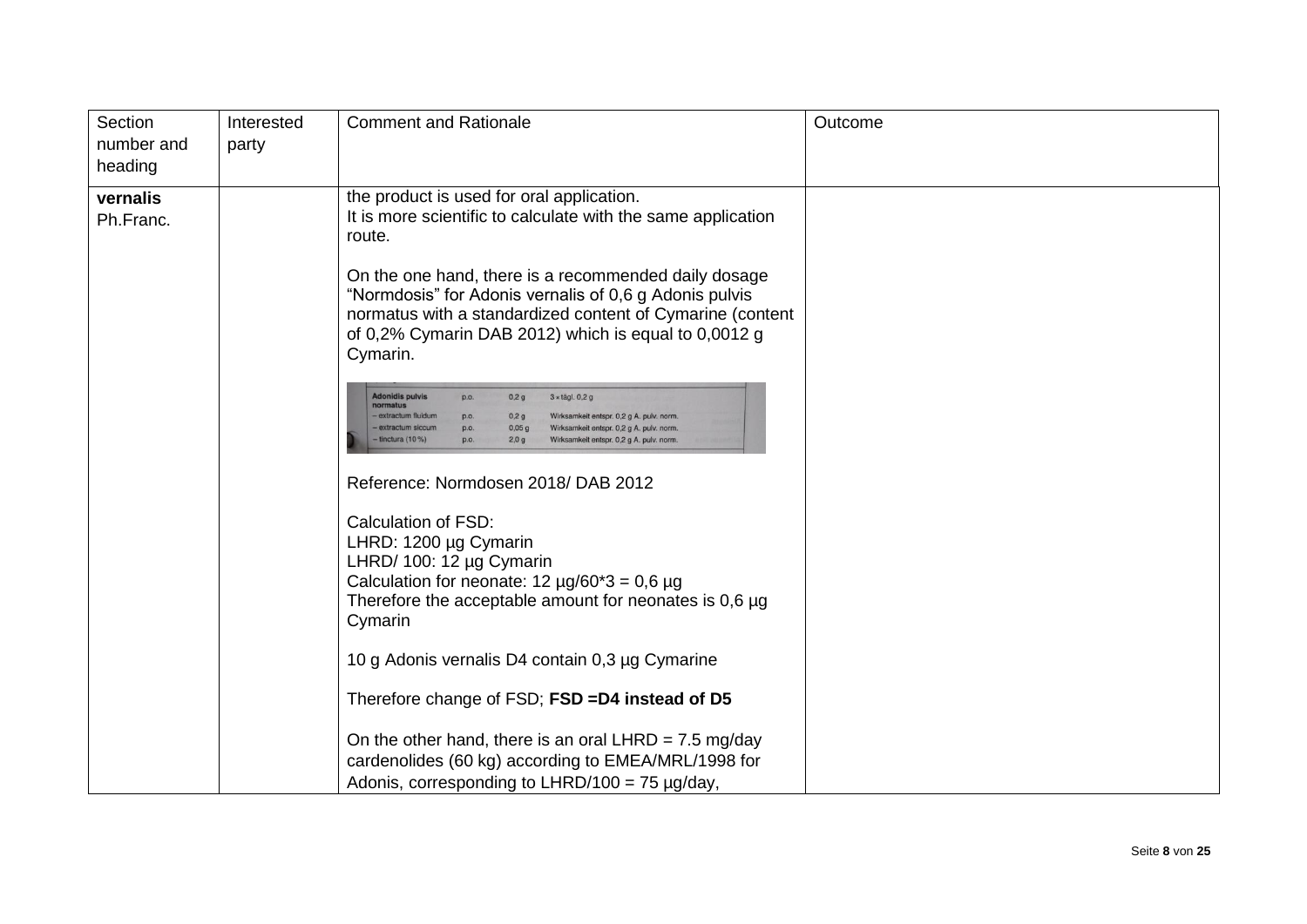| Section number and heading | Interested party | Comment and Rationale | Outcome |
|---|---|---|---|
| **vernalis** Ph.Franc. | | the product is used for oral application.<br>It is more scientific to calculate with the same application route.<br><br>On the one hand, there is a recommended daily dosage "Normdosis" for Adonis vernalis of 0,6 g Adonis pulvis normatus with a standardized content of Cymarine (content of 0,2% Cymarin DAB 2012) which is equal to 0,0012 g Cymarin.<br><br>Adonidis pulvis normatus p.o. 0,2 g 3 × tägl. 0,2 g<br>– extractum fluidum p.o. 0,2 g Wirksamkeit entspr. 0,2 g A. pulv. norm.<br>– extractum siccum p.o. 0,05 g Wirksamkeit entspr. 0,2 g A. pulv. norm.<br>– tinctura (10 %) p.o. 2,0 g Wirksamkeit entspr. 0,2 g A. pulv. norm.<br><br>Reference: Normdosen 2018/ DAB 2012<br><br>Calculation of FSD:<br>LHRD: 1200 µg Cymarin<br>LHRD/ 100: 12 µg Cymarin<br>Calculation for neonate: 12 µg/60*3 = 0,6 µg<br>Therefore the acceptable amount for neonates is 0,6 µg Cymarin<br><br>10 g Adonis vernalis D4 contain 0,3 µg Cymarine<br><br>Therefore change of FSD; **FSD =D4 instead of D5**<br><br>On the other hand, there is an oral LHRD = 7.5 mg/day cardenolides (60 kg) according to EMEA/MRL/1998 for Adonis, corresponding to LHRD/100 = 75 µg/day, | |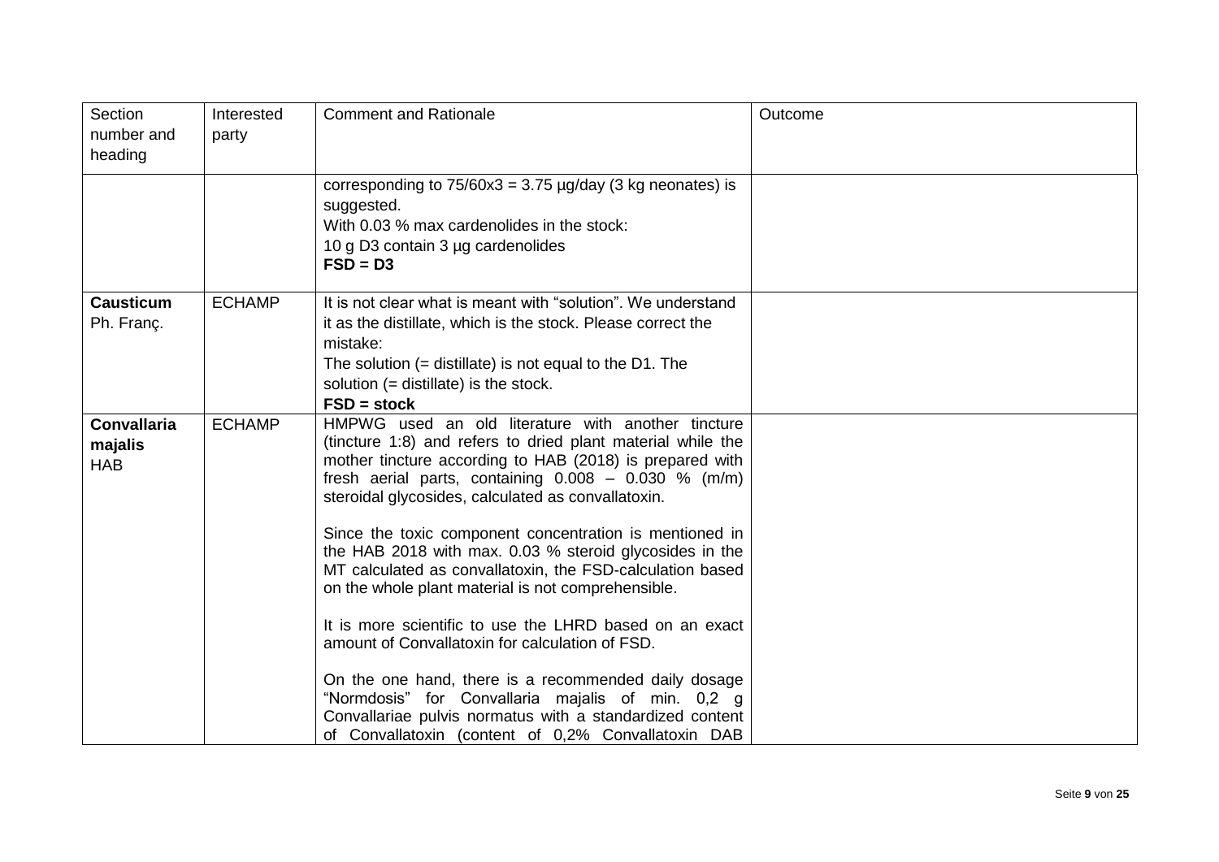| Section number and heading | Interested party | Comment and Rationale | Outcome |
|---|---|---|---|
| | | corresponding to 75/60x3 = 3.75 µg/day (3 kg neonates) is suggested.<br>With 0.03 % max cardenolides in the stock:<br>10 g D3 contain 3 µg cardenolides<br>**FSD = D3** | |
| **Causticum** Ph. Franç. | ECHAMP | It is not clear what is meant with “solution”. We understand it as the distillate, which is the stock. Please correct the mistake:<br>The solution (= distillate) is not equal to the D1. The solution (= distillate) is the stock.<br>**FSD = stock** | |
| **Convallaria majalis** HAB | ECHAMP | HMPWG used an old literature with another tincture (tincture 1:8) and refers to dried plant material while the mother tincture according to HAB (2018) is prepared with fresh aerial parts, containing 0.008 – 0.030 % (m/m) steroidal glycosides, calculated as convallatoxin.<br><br>Since the toxic component concentration is mentioned in the HAB 2018 with max. 0.03 % steroid glycosides in the MT calculated as convallatoxin, the FSD-calculation based on the whole plant material is not comprehensible.<br><br>It is more scientific to use the LHRD based on an exact amount of Convallatoxin for calculation of FSD.<br><br>On the one hand, there is a recommended daily dosage “Normdosis” for Convallaria majalis of min. 0,2 g Convallariae pulvis normatus with a standardized content of Convallatoxin (content of 0,2% Convallatoxin DAB | |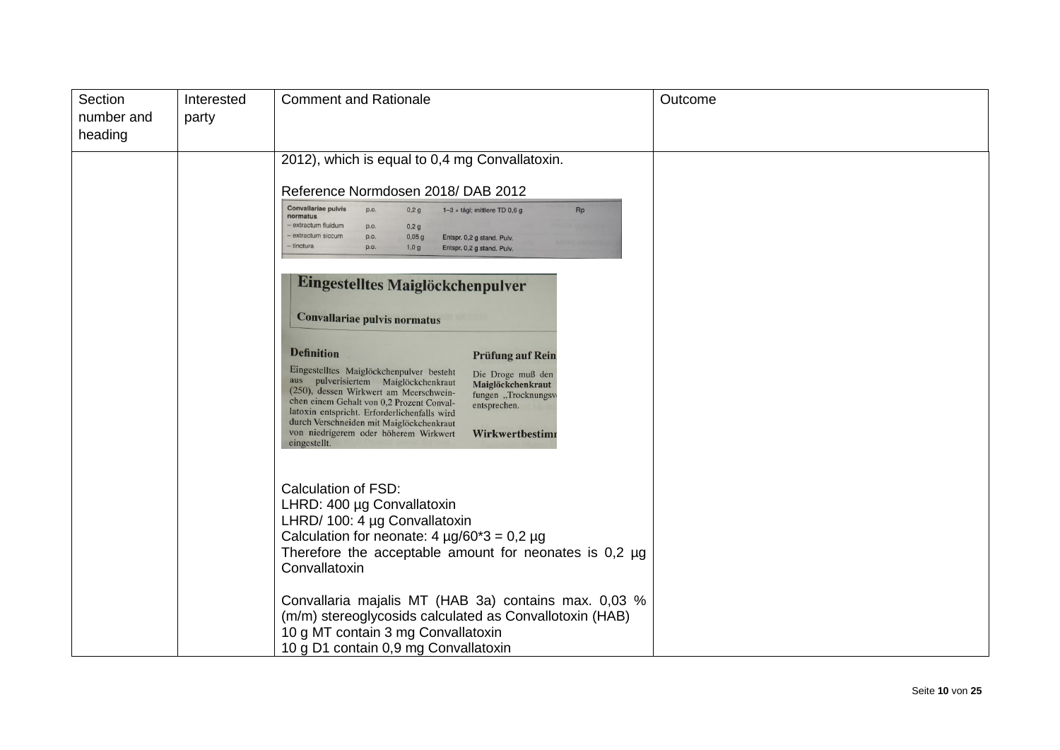| Section number and heading | Interested party | Comment and Rationale | Outcome |
|---|---|---|---|
| | | 2012), which is equal to 0,4 mg Convallatoxin.<br><br>Reference Normdosen 2018/ DAB 2012<br><br>Convallariae pulvis normatus p.o. 0,2 g 1–3 × tägl; mittlere TD 0,6 g Rp<br>– extractum fluidum p.o. 0,2 g<br>– extractum siccum p.o. 0,05 g Entspr. 0,2 g stand. Pulv.<br>– tinctura p.o. 1,0 g Entspr. 0,2 g stand. Pulv.<br><br>**Eingestelltes Maiglöckchenpulver**<br>**Convallariae pulvis normatus**<br>**Definition**<br>Eingestelltes Maiglöckchenpulver besteht aus pulverisiertem Maiglöckchenkraut (250), dessen Wirkwert am Meerschweinchen einem Gehalt von 0,2 Prozent Convallatoxin entspricht. Erforderlichenfalls wird durch Verschneiden mit Maiglöckchenkraut von niedrigerem oder höherem Wirkwert eingestellt.<br>**Prüfung auf Rein**<br>Die Droge muß den Maiglöckchenkraut fungen „Trocknungsv entsprechen.<br>**Wirkwertbestimm**<br><br>Calculation of FSD:<br>LHRD: 400 µg Convallatoxin<br>LHRD/ 100: 4 µg Convallatoxin<br>Calculation for neonate: 4 µg/60*3 = 0,2 µg<br>Therefore the acceptable amount for neonates is 0,2 µg Convallatoxin<br><br>Convallaria majalis MT (HAB 3a) contains max. 0,03 % (m/m) stereoglycosids calculated as Convallotoxin (HAB)<br>10 g MT contain 3 mg Convallatoxin<br>10 g D1 contain 0,9 mg Convallatoxin | |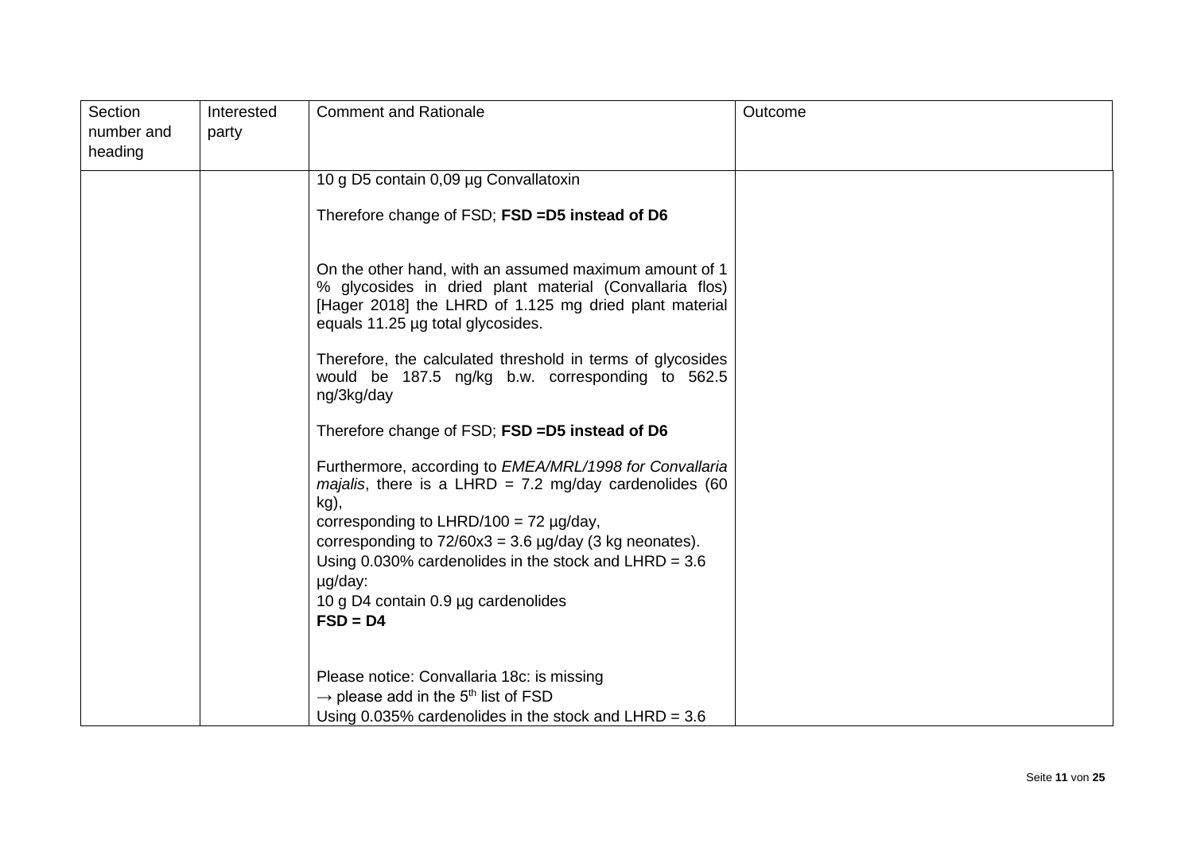| Section number and heading | Interested party | Comment and Rationale | Outcome |
|---|---|---|---|
| | | 10 g D5 contain 0,09 µg Convallatoxin<br><br>Therefore change of FSD; **FSD =D5 instead of D6**<br><br>On the other hand, with an assumed maximum amount of 1 % glycosides in dried plant material (Convallaria flos) [Hager 2018] the LHRD of 1.125 mg dried plant material equals 11.25 µg total glycosides.<br><br>Therefore, the calculated threshold in terms of glycosides would be 187.5 ng/kg b.w. corresponding to 562.5 ng/3kg/day<br><br>Therefore change of FSD; **FSD =D5 instead of D6**<br><br>Furthermore, according to *EMEA/MRL/1998 for Convallaria majalis*, there is a LHRD = 7.2 mg/day cardenolides (60 kg),<br>corresponding to LHRD/100 = 72 µg/day,<br>corresponding to 72/60x3 = 3.6 µg/day (3 kg neonates).<br>Using 0.030% cardenolides in the stock and LHRD = 3.6 µg/day:<br>10 g D4 contain 0.9 µg cardenolides<br>**FSD = D4**<br><br>Please notice: Convallaria 18c: is missing<br>→ please add in the 5th list of FSD<br>Using 0.035% cardenolides in the stock and LHRD = 3.6 | |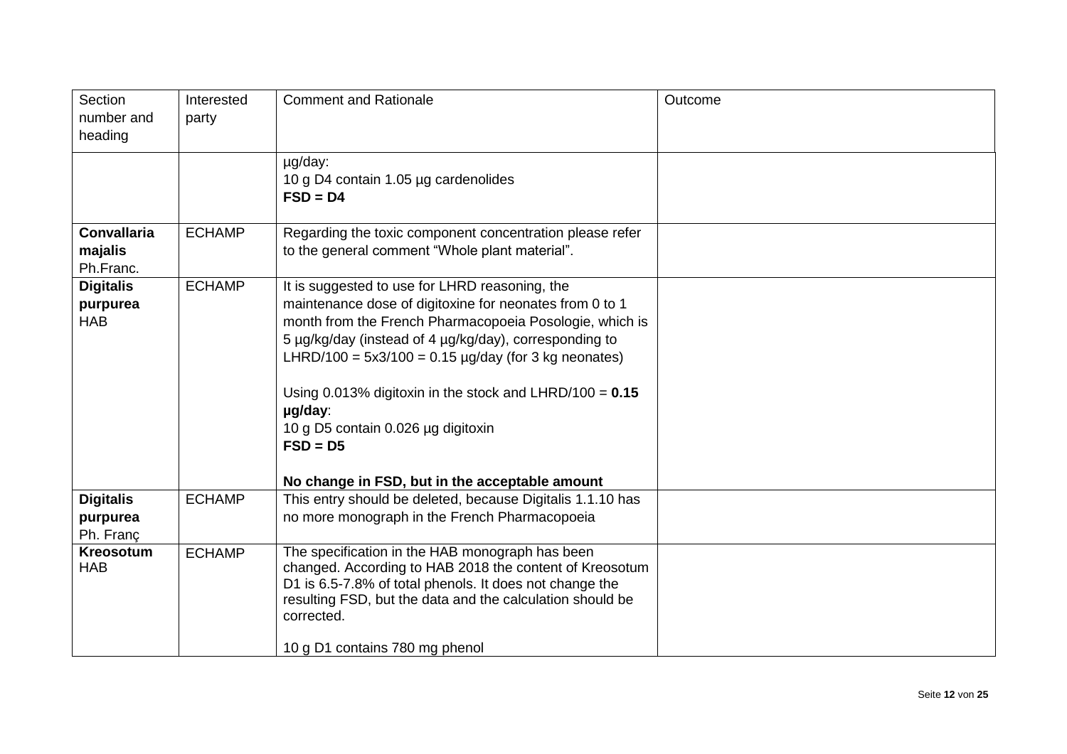| Section number and heading | Interested party | Comment and Rationale | Outcome |
|---|---|---|---|
| | | µg/day:<br>10 g D4 contain 1.05 µg cardenolides<br>**FSD = D4** | |
| **Convallaria majalis** Ph.Franc. | ECHAMP | Regarding the toxic component concentration please refer to the general comment "Whole plant material". | |
| **Digitalis purpurea** HAB | ECHAMP | It is suggested to use for LHRD reasoning, the maintenance dose of digitoxine for neonates from 0 to 1 month from the French Pharmacopoeia Posologie, which is 5 µg/kg/day (instead of 4 µg/kg/day), corresponding to LHRD/100 = 5x3/100 = 0.15 µg/day (for 3 kg neonates)<br><br>Using 0.013% digitoxin in the stock and LHRD/100 = **0.15 µg/day**:<br>10 g D5 contain 0.026 µg digitoxin<br>**FSD = D5**<br><br>**No change in FSD, but in the acceptable amount** | |
| **Digitalis purpurea** Ph. Franç | ECHAMP | This entry should be deleted, because Digitalis 1.1.10 has no more monograph in the French Pharmacopoeia | |
| **Kreosotum** HAB | ECHAMP | The specification in the HAB monograph has been changed. According to HAB 2018 the content of Kreosotum D1 is 6.5-7.8% of total phenols. It does not change the resulting FSD, but the data and the calculation should be corrected.<br><br>10 g D1 contains 780 mg phenol | |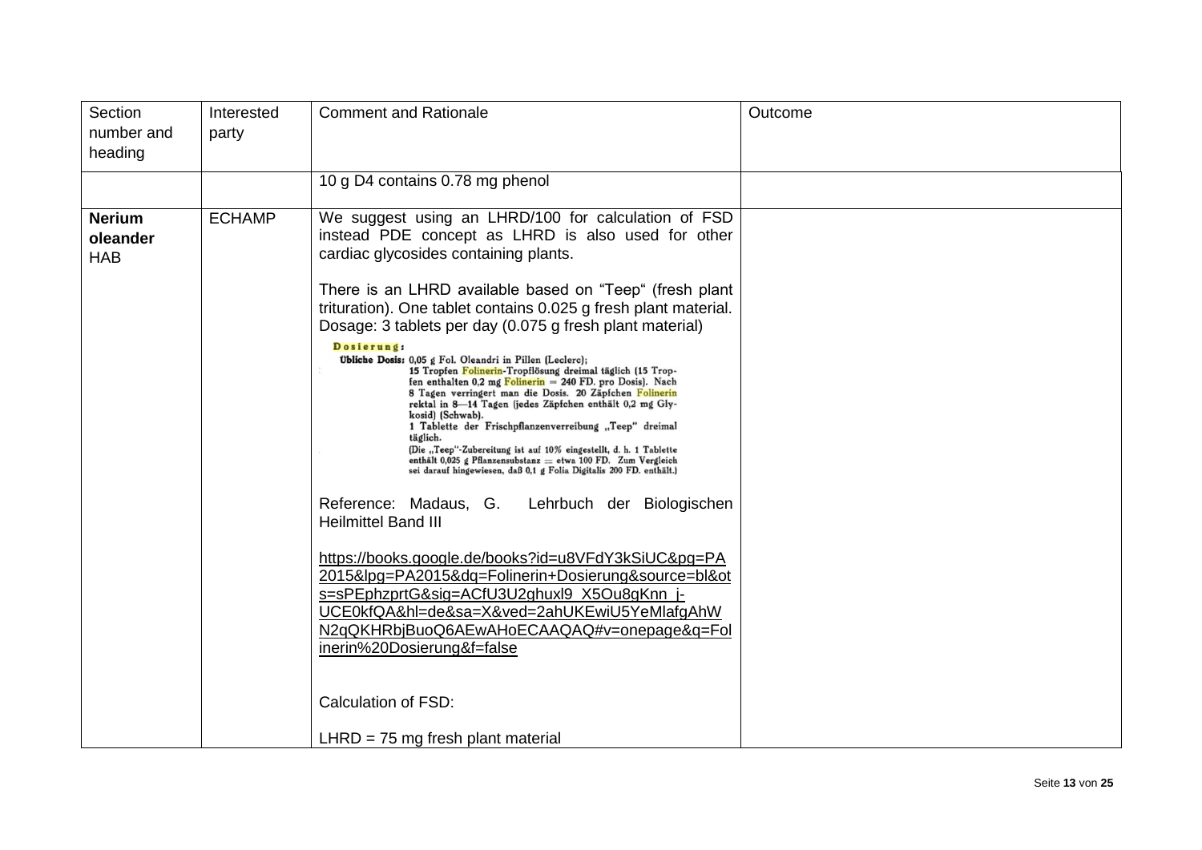| Section number and heading | Interested party | Comment and Rationale | Outcome |
|---|---|---|---|
| | | 10 g D4 contains 0.78 mg phenol | |
| **Nerium oleander** HAB | ECHAMP | We suggest using an LHRD/100 for calculation of FSD instead PDE concept as LHRD is also used for other cardiac glycosides containing plants.<br><br>There is an LHRD available based on "Teep" (fresh plant trituration). One tablet contains 0.025 g fresh plant material. Dosage: 3 tablets per day (0.075 g fresh plant material)<br><br>**Dosierung:**<br>**Übliche Dosis:** 0,05 g Fol. Oleandri in Pillen (Leclerc);<br>15 Tropfen Folinerin-Tropflösung dreimal täglich (15 Tropfen enthalten 0,2 mg Folinerin = 240 FD. pro Dosis). Nach 8 Tagen verringert man die Dosis. 20 Zäpfchen Folinerin rektal in 8—14 Tagen (jedes Zäpfchen enthält 0,2 mg Glykosid) (Schwab).<br>1 Tablette der Frischpflanzenverreibung „Teep" dreimal täglich.<br>(Die „Teep"-Zubereitung ist auf 10% eingestellt, d. h. 1 Tablette enthält 0,025 g Pflanzensubstanz = etwa 100 FD. Zum Vergleich sei darauf hingewiesen, daß 0,1 g Folia Digitalis 200 FD. enthält.)<br><br>Reference: Madaus, G. Lehrbuch der Biologischen Heilmittel Band III<br><br>https://books.google.de/books?id=u8VFdY3kSiUC&pg=PA2015&lpg=PA2015&dq=Folinerin+Dosierung&source=bl&ots=sPEphzprtG&sig=ACfU3U2ghuxl9_X5Ou8gKnn_j-UCE0kfQA&hl=de&sa=X&ved=2ahUKEwiU5YeMlafgAhWN2qQKHRbjBuoQ6AEwAHoECAAQAQ#v=onepage&q=Folinerin%20Dosierung&f=false<br><br>Calculation of FSD:<br><br>LHRD = 75 mg fresh plant material | |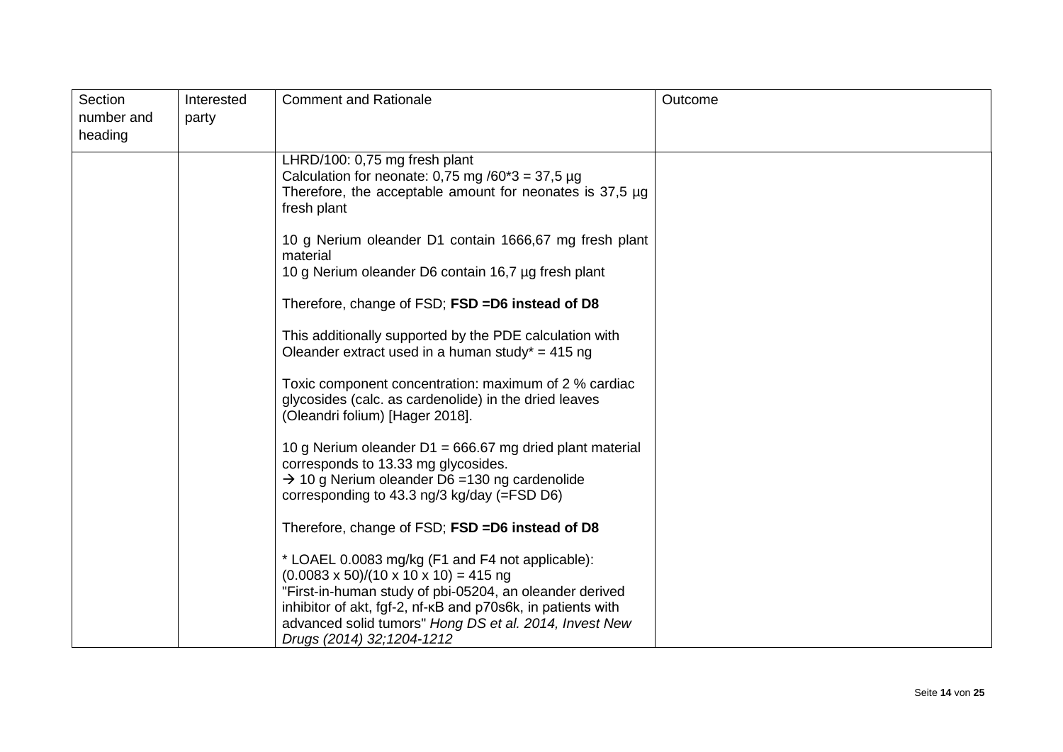| Section number and heading | Interested party | Comment and Rationale | Outcome |
|---|---|---|---|
| | | LHRD/100: 0,75 mg fresh plant<br>Calculation for neonate: 0,75 mg /60*3 = 37,5 µg<br>Therefore, the acceptable amount for neonates is 37,5 µg fresh plant<br><br>10 g Nerium oleander D1 contain 1666,67 mg fresh plant material<br>10 g Nerium oleander D6 contain 16,7 µg fresh plant<br><br>Therefore, change of FSD; **FSD =D6 instead of D8**<br><br>This additionally supported by the PDE calculation with Oleander extract used in a human study* = 415 ng<br><br>Toxic component concentration: maximum of 2 % cardiac glycosides (calc. as cardenolide) in the dried leaves (Oleandri folium) [Hager 2018].<br><br>10 g Nerium oleander D1 = 666.67 mg dried plant material corresponds to 13.33 mg glycosides.<br>→ 10 g Nerium oleander D6 =130 ng cardenolide corresponding to 43.3 ng/3 kg/day (=FSD D6)<br><br>Therefore, change of FSD; **FSD =D6 instead of D8**<br><br>* LOAEL 0.0083 mg/kg (F1 and F4 not applicable):<br>(0.0083 x 50)/(10 x 10 x 10) = 415 ng<br>"First-in-human study of pbi-05204, an oleander derived inhibitor of akt, fgf-2, nf-κB and p70s6k, in patients with advanced solid tumors" *Hong DS et al. 2014, Invest New Drugs (2014) 32;1204-1212* | |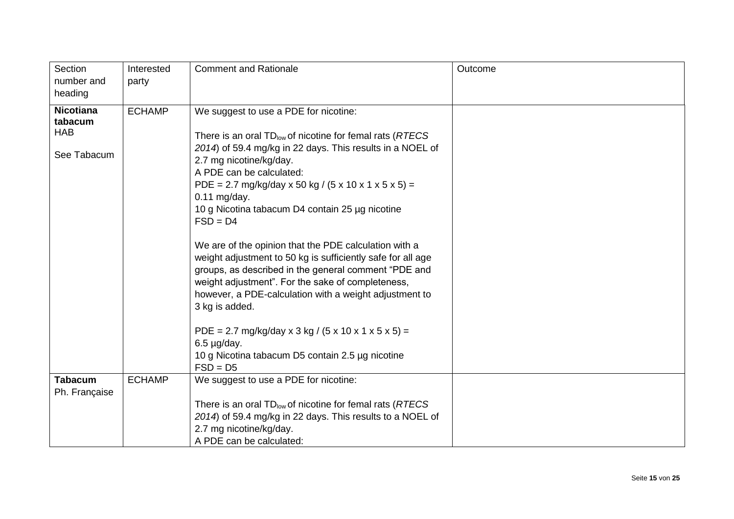| Section number and heading | Interested party | Comment and Rationale | Outcome |
|---|---|---|---|
| **Nicotiana tabacum** HAB<br><br>See Tabacum | ECHAMP | We suggest to use a PDE for nicotine:<br><br>There is an oral $TD_{low}$ of nicotine for femal rats (*RTECS 2014*) of 59.4 mg/kg in 22 days. This results in a NOEL of 2.7 mg nicotine/kg/day.<br>A PDE can be calculated:<br>PDE = 2.7 mg/kg/day x 50 kg / (5 x 10 x 1 x 5 x 5) = 0.11 mg/day.<br>10 g Nicotina tabacum D4 contain 25 µg nicotine<br>FSD = D4<br><br>We are of the opinion that the PDE calculation with a weight adjustment to 50 kg is sufficiently safe for all age groups, as described in the general comment "PDE and weight adjustment". For the sake of completeness, however, a PDE-calculation with a weight adjustment to 3 kg is added.<br><br>PDE = 2.7 mg/kg/day x 3 kg / (5 x 10 x 1 x 5 x 5) = 6.5 µg/day.<br>10 g Nicotina tabacum D5 contain 2.5 µg nicotine<br>FSD = D5 | |
| **Tabacum** Ph. Française | ECHAMP | We suggest to use a PDE for nicotine:<br><br>There is an oral $TD_{low}$ of nicotine for femal rats (*RTECS 2014*) of 59.4 mg/kg in 22 days. This results to a NOEL of 2.7 mg nicotine/kg/day.<br>A PDE can be calculated: | |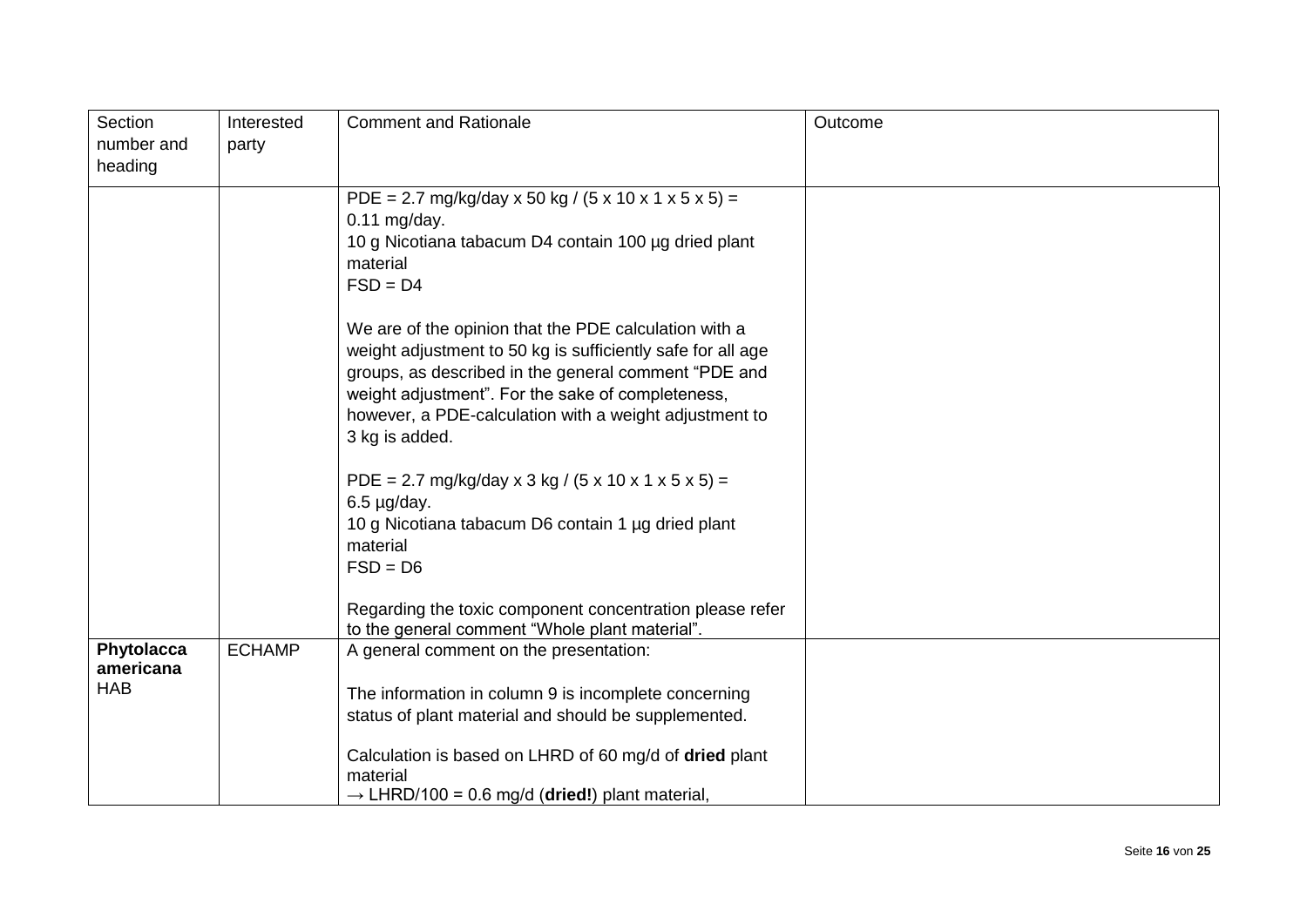| Section number and heading | Interested party | Comment and Rationale | Outcome |
|---|---|---|---|
| | | PDE = 2.7 mg/kg/day x 50 kg / (5 x 10 x 1 x 5 x 5) = 0.11 mg/day.<br>10 g Nicotiana tabacum D4 contain 100 µg dried plant material<br>FSD = D4<br><br>We are of the opinion that the PDE calculation with a weight adjustment to 50 kg is sufficiently safe for all age groups, as described in the general comment "PDE and weight adjustment". For the sake of completeness, however, a PDE-calculation with a weight adjustment to 3 kg is added.<br><br>PDE = 2.7 mg/kg/day x 3 kg / (5 x 10 x 1 x 5 x 5) = 6.5 µg/day.<br>10 g Nicotiana tabacum D6 contain 1 µg dried plant material<br>FSD = D6<br><br>Regarding the toxic component concentration please refer to the general comment "Whole plant material". | |
| **Phytolacca americana** HAB | ECHAMP | A general comment on the presentation:<br><br>The information in column 9 is incomplete concerning status of plant material and should be supplemented.<br><br>Calculation is based on LHRD of 60 mg/d of **dried** plant material<br>→ LHRD/100 = 0.6 mg/d (**dried!**) plant material, | |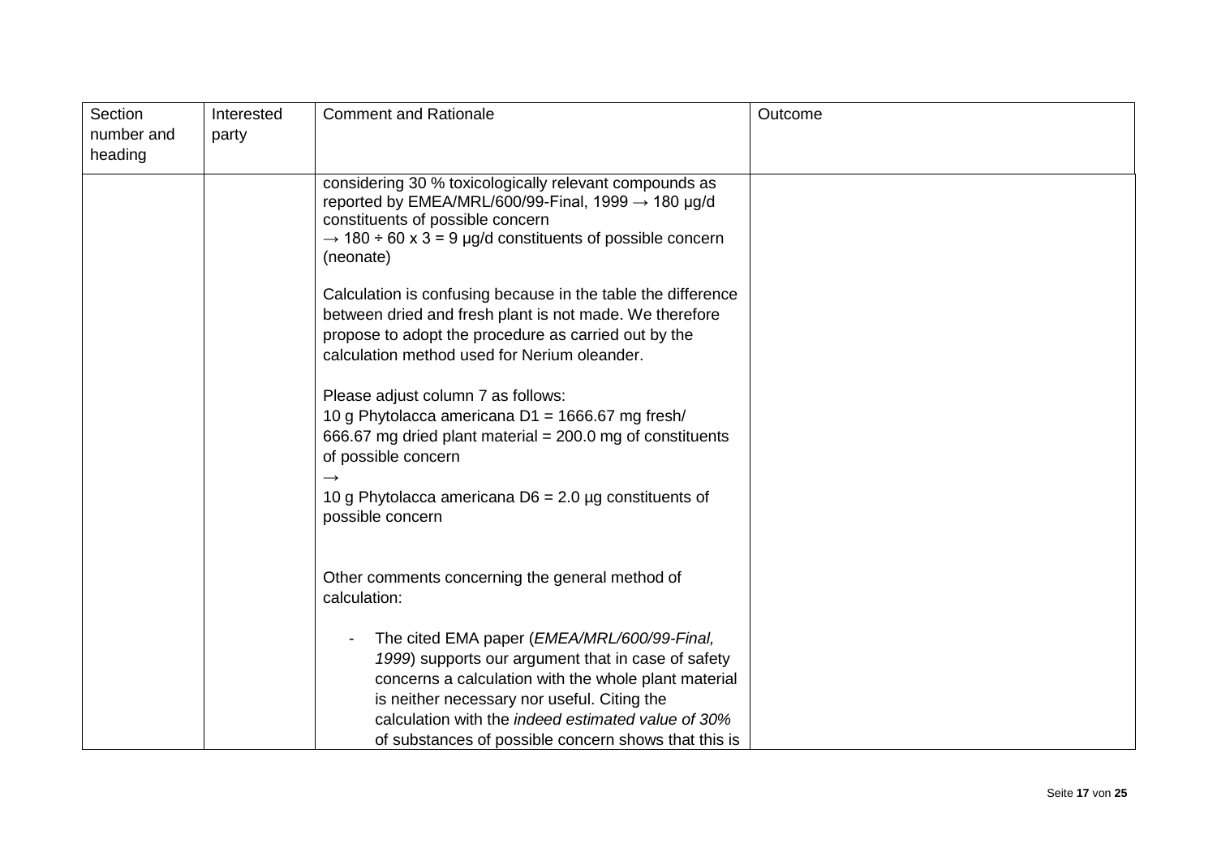| Section number and heading | Interested party | Comment and Rationale | Outcome |
|---|---|---|---|
| | | considering 30 % toxicologically relevant compounds as reported by EMEA/MRL/600/99-Final, 1999 → 180 µg/d constituents of possible concern<br>→ 180 ÷ 60 x 3 = 9 µg/d constituents of possible concern (neonate)<br><br>Calculation is confusing because in the table the difference between dried and fresh plant is not made. We therefore propose to adopt the procedure as carried out by the calculation method used for Nerium oleander.<br><br>Please adjust column 7 as follows:<br>10 g Phytolacca americana D1 = 1666.67 mg fresh/ 666.67 mg dried plant material = 200.0 mg of constituents of possible concern<br>→<br>10 g Phytolacca americana D6 = 2.0 µg constituents of possible concern<br><br>Other comments concerning the general method of calculation:<br><br>- The cited EMA paper (*EMEA/MRL/600/99-Final, 1999*) supports our argument that in case of safety concerns a calculation with the whole plant material is neither necessary nor useful. Citing the calculation with the *indeed estimated value of 30%* of substances of possible concern shows that this is | |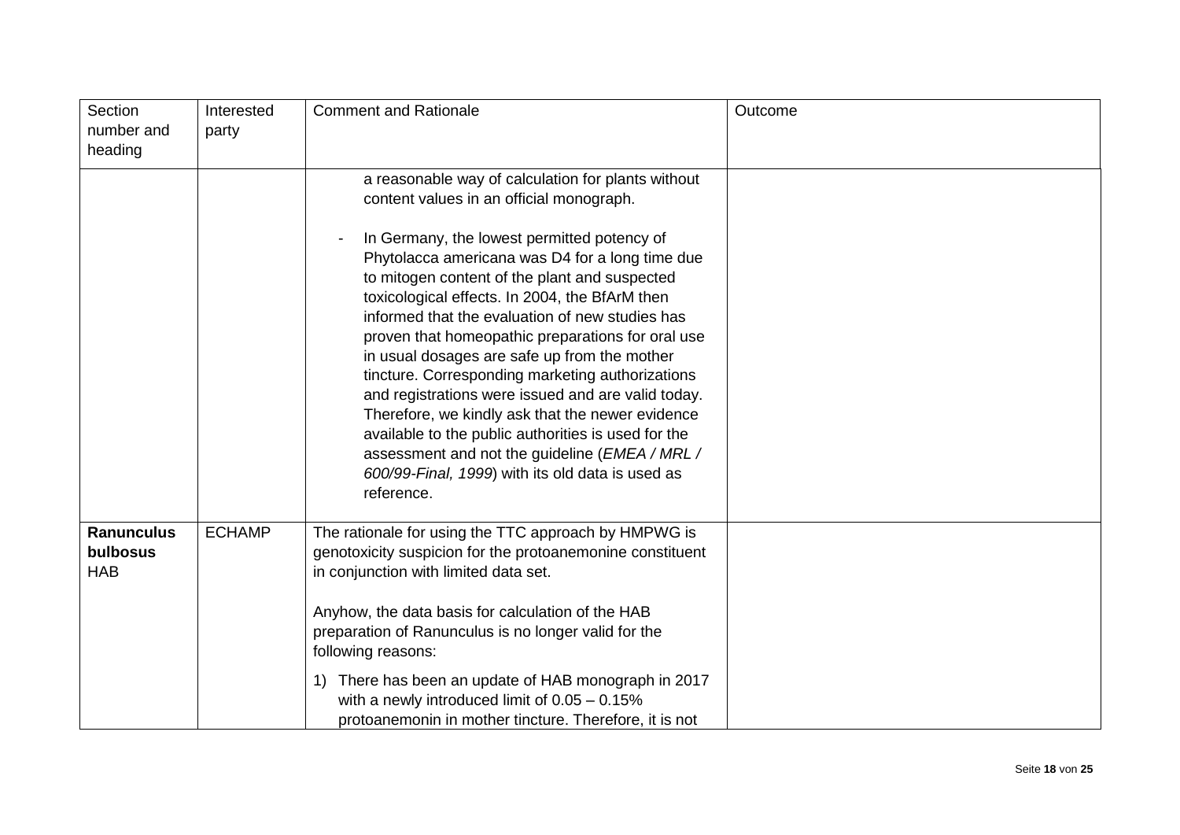| Section number and heading | Interested party | Comment and Rationale | Outcome |
|---|---|---|---|
| | | a reasonable way of calculation for plants without content values in an official monograph.<br><br>- In Germany, the lowest permitted potency of Phytolacca americana was D4 for a long time due to mitogen content of the plant and suspected toxicological effects. In 2004, the BfArM then informed that the evaluation of new studies has proven that homeopathic preparations for oral use in usual dosages are safe up from the mother tincture. Corresponding marketing authorizations and registrations were issued and are valid today. Therefore, we kindly ask that the newer evidence available to the public authorities is used for the assessment and not the guideline (*EMEA / MRL / 600/99-Final, 1999*) with its old data is used as reference. | |
| **Ranunculus bulbosus HAB** | ECHAMP | The rationale for using the TTC approach by HMPWG is genotoxicity suspicion for the protoanemonine constituent in conjunction with limited data set.<br><br>Anyhow, the data basis for calculation of the HAB preparation of Ranunculus is no longer valid for the following reasons:<br><br>1) There has been an update of HAB monograph in 2017 with a newly introduced limit of 0.05 – 0.15% protoanemonin in mother tincture. Therefore, it is not | |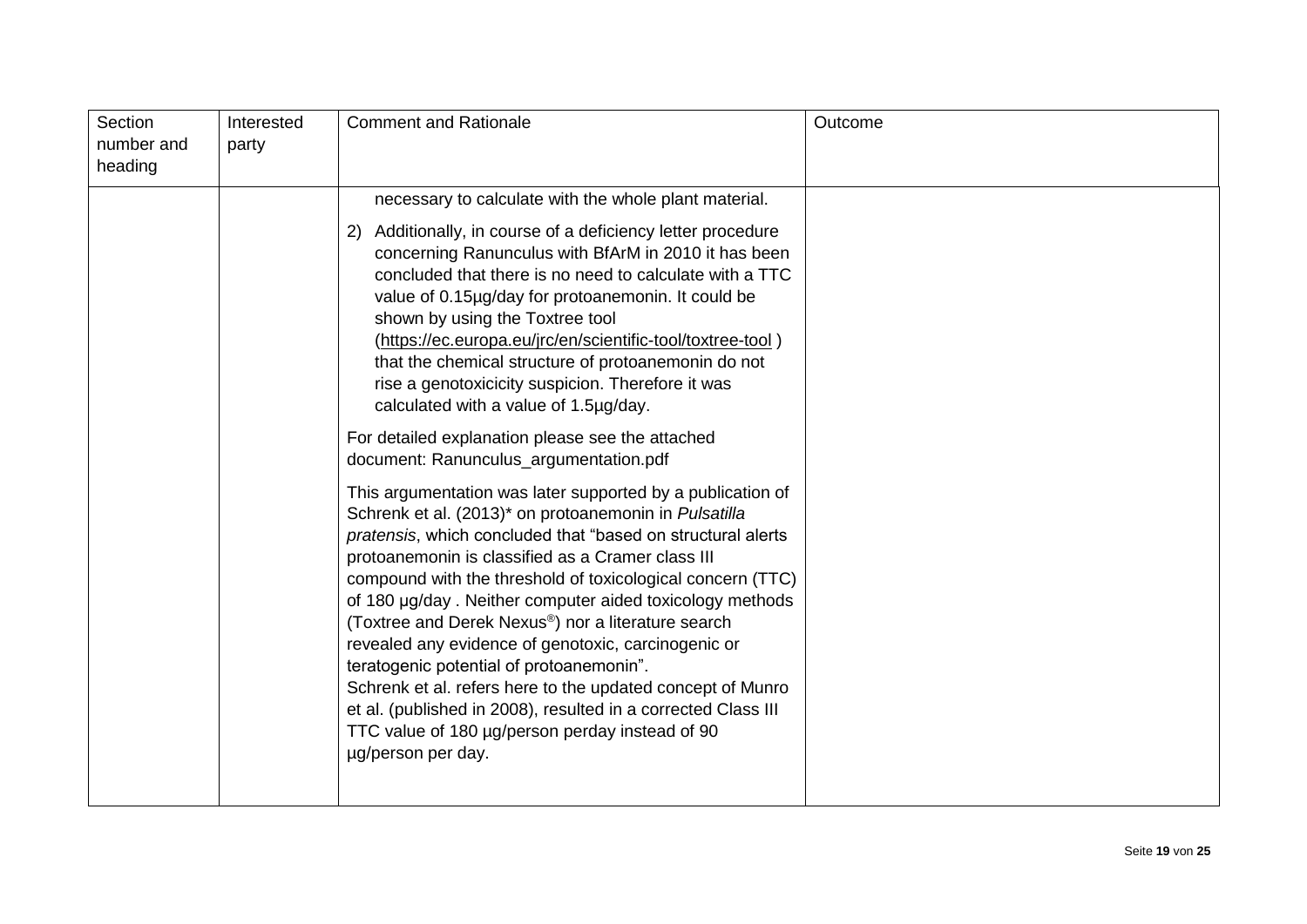| Section number and heading | Interested party | Comment and Rationale | Outcome |
|---|---|---|---|
| | | necessary to calculate with the whole plant material.<br><br>2) Additionally, in course of a deficiency letter procedure concerning Ranunculus with BfArM in 2010 it has been concluded that there is no need to calculate with a TTC value of 0.15µg/day for protoanemonin. It could be shown by using the Toxtree tool (https://ec.europa.eu/jrc/en/scientific-tool/toxtree-tool ) that the chemical structure of protoanemonin do not rise a genotoxicicity suspicion. Therefore it was calculated with a value of 1.5µg/day.<br><br>For detailed explanation please see the attached document: Ranunculus_argumentation.pdf<br><br>This argumentation was later supported by a publication of Schrenk et al. (2013)* on protoanemonin in *Pulsatilla pratensis*, which concluded that "based on structural alerts protoanemonin is classified as a Cramer class III compound with the threshold of toxicological concern (TTC) of 180 µg/day . Neither computer aided toxicology methods (Toxtree and Derek Nexus®) nor a literature search revealed any evidence of genotoxic, carcinogenic or teratogenic potential of protoanemonin".<br>Schrenk et al. refers here to the updated concept of Munro et al. (published in 2008), resulted in a corrected Class III TTC value of 180 µg/person perday instead of 90 µg/person per day. | |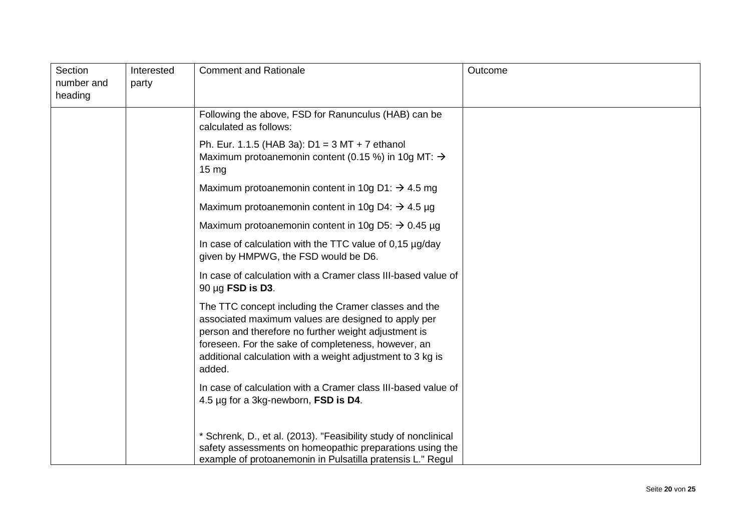| Section number and heading | Interested party | Comment and Rationale | Outcome |
|---|---|---|---|
| | | Following the above, FSD for Ranunculus (HAB) can be calculated as follows:<br><br>Ph. Eur. 1.1.5 (HAB 3a): D1 = 3 MT + 7 ethanol<br>Maximum protoanemonin content (0.15 %) in 10g MT: → 15 mg<br><br>Maximum protoanemonin content in 10g D1: → 4.5 mg<br><br>Maximum protoanemonin content in 10g D4: → 4.5 µg<br><br>Maximum protoanemonin content in 10g D5: → 0.45 µg<br><br>In case of calculation with the TTC value of 0,15 µg/day given by HMPWG, the FSD would be D6.<br><br>In case of calculation with a Cramer class III-based value of 90 µg **FSD is D3**.<br><br>The TTC concept including the Cramer classes and the associated maximum values are designed to apply per person and therefore no further weight adjustment is foreseen. For the sake of completeness, however, an additional calculation with a weight adjustment to 3 kg is added.<br><br>In case of calculation with a Cramer class III-based value of 4.5 µg for a 3kg-newborn, **FSD is D4**.<br><br><br>* Schrenk, D., et al. (2013). "Feasibility study of nonclinical safety assessments on homeopathic preparations using the example of protoanemonin in Pulsatilla pratensis L." Regul | |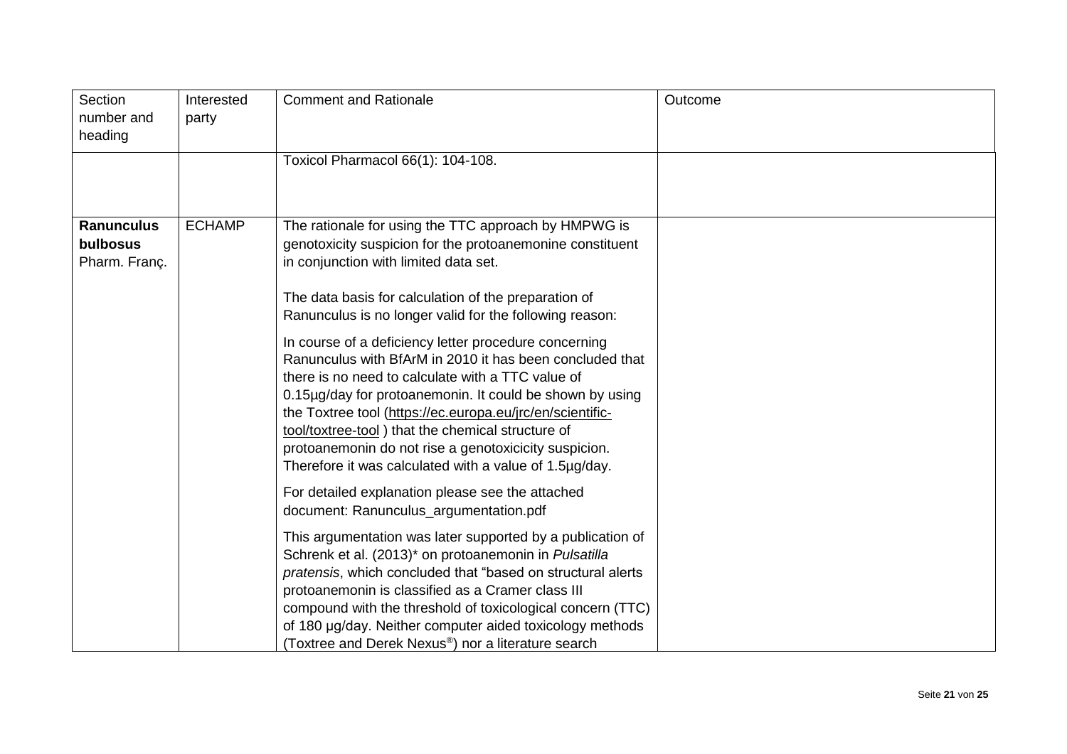| Section number and heading | Interested party | Comment and Rationale | Outcome |
|---|---|---|---|
| | | Toxicol Pharmacol 66(1): 104-108. | |
| **Ranunculus bulbosus** Pharm. Franç. | ECHAMP | The rationale for using the TTC approach by HMPWG is genotoxicity suspicion for the protoanemonine constituent in conjunction with limited data set.<br><br>The data basis for calculation of the preparation of Ranunculus is no longer valid for the following reason:<br><br>In course of a deficiency letter procedure concerning Ranunculus with BfArM in 2010 it has been concluded that there is no need to calculate with a TTC value of 0.15µg/day for protoanemonin. It could be shown by using the Toxtree tool (https://ec.europa.eu/jrc/en/scientific-tool/toxtree-tool ) that the chemical structure of protoanemonin do not rise a genotoxicicity suspicion. Therefore it was calculated with a value of 1.5µg/day.<br><br>For detailed explanation please see the attached document: Ranunculus_argumentation.pdf<br><br>This argumentation was later supported by a publication of Schrenk et al. (2013)* on protoanemonin in *Pulsatilla pratensis*, which concluded that "based on structural alerts protoanemonin is classified as a Cramer class III compound with the threshold of toxicological concern (TTC) of 180 µg/day. Neither computer aided toxicology methods (Toxtree and Derek Nexus®) nor a literature search | |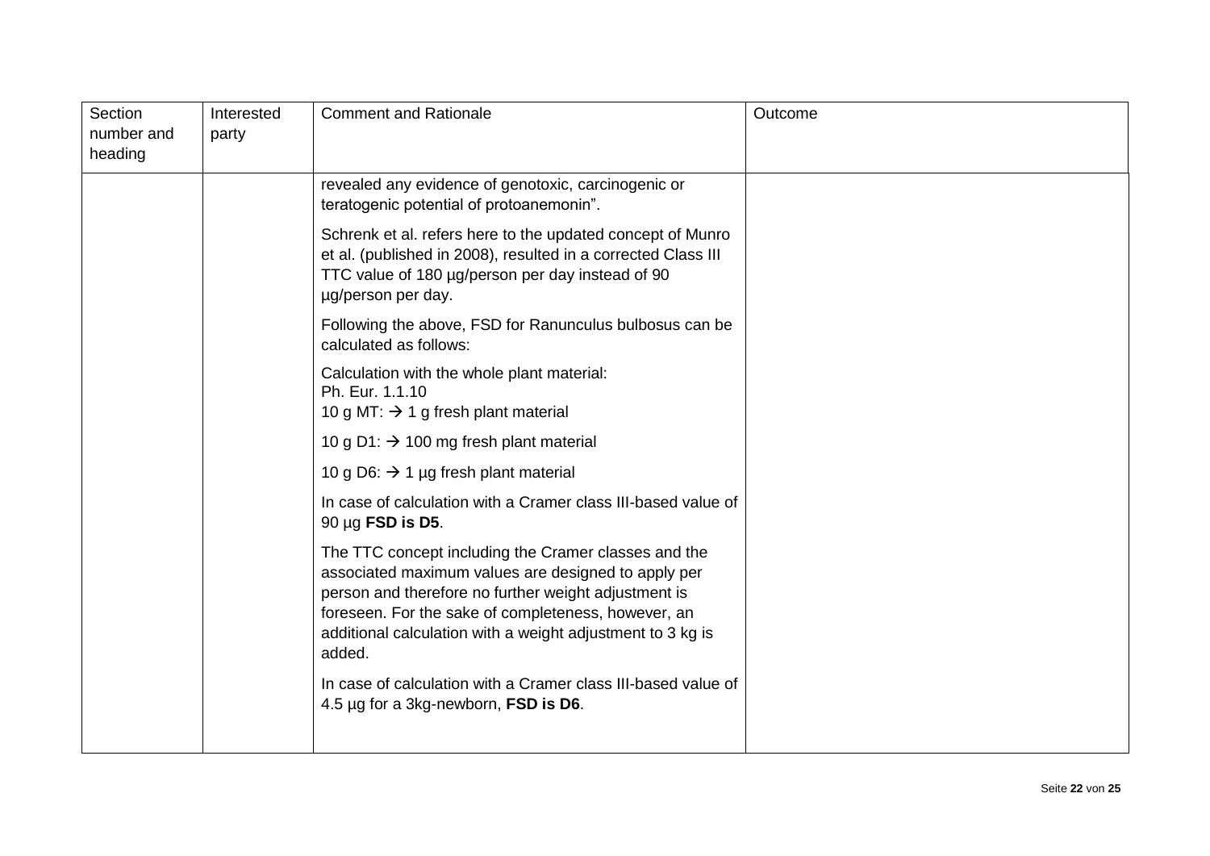| Section number and heading | Interested party | Comment and Rationale | Outcome |
| --- | --- | --- | --- |
| | | revealed any evidence of genotoxic, carcinogenic or teratogenic potential of protoanemonin”.<br><br>Schrenk et al. refers here to the updated concept of Munro et al. (published in 2008), resulted in a corrected Class III TTC value of 180 µg/person per day instead of 90 µg/person per day.<br><br>Following the above, FSD for Ranunculus bulbosus can be calculated as follows:<br><br>Calculation with the whole plant material:<br>Ph. Eur. 1.1.10<br>10 g MT: → 1 g fresh plant material<br><br>10 g D1: → 100 mg fresh plant material<br><br>10 g D6: → 1 µg fresh plant material<br><br>In case of calculation with a Cramer class III-based value of 90 µg **FSD is D5**.<br><br>The TTC concept including the Cramer classes and the associated maximum values are designed to apply per person and therefore no further weight adjustment is foreseen. For the sake of completeness, however, an additional calculation with a weight adjustment to 3 kg is added.<br><br>In case of calculation with a Cramer class III-based value of 4.5 µg for a 3kg-newborn, **FSD is D6**. | |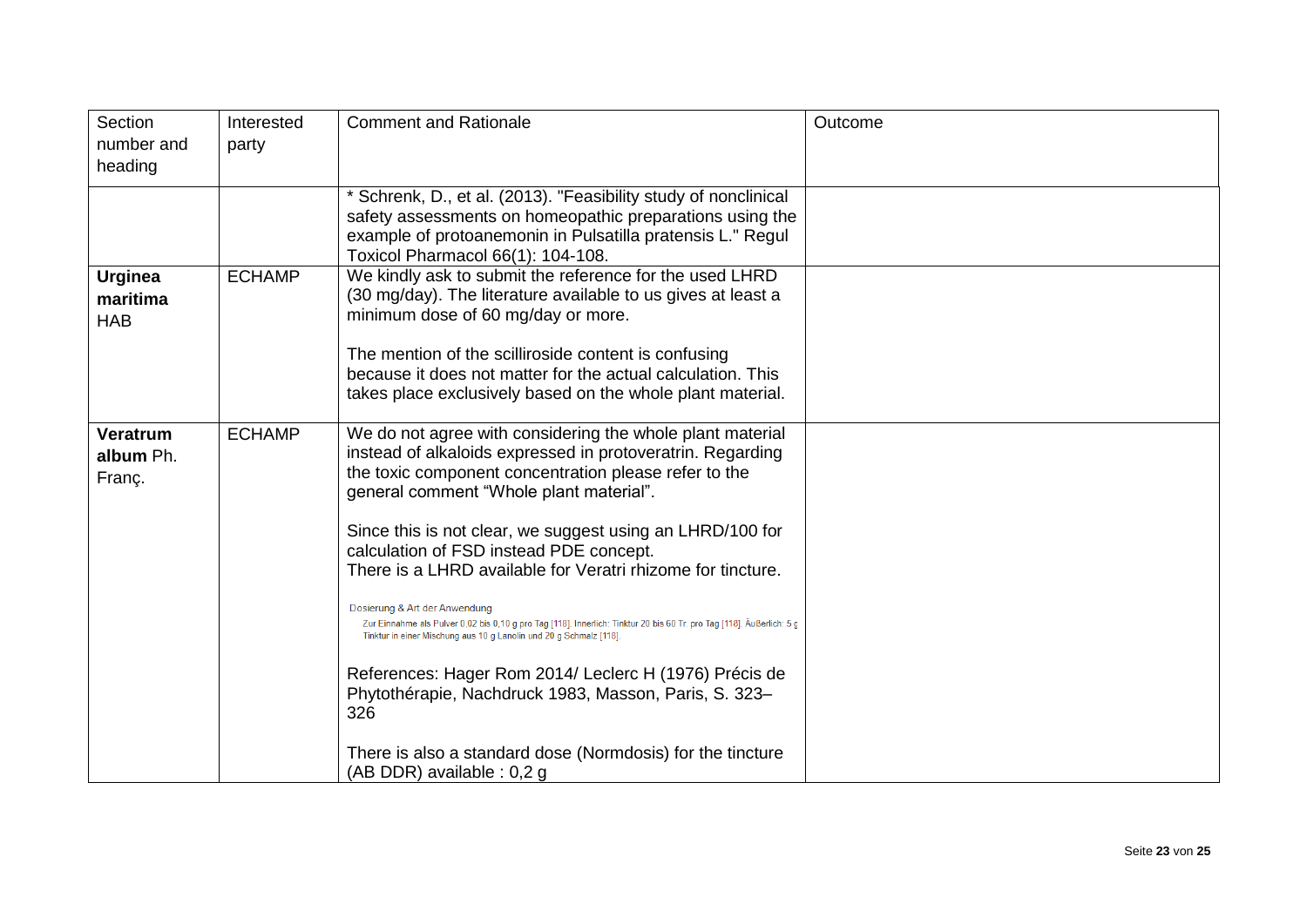| Section number and heading | Interested party | Comment and Rationale | Outcome |
|---|---|---|---|
| | | * Schrenk, D., et al. (2013). "Feasibility study of nonclinical safety assessments on homeopathic preparations using the example of protoanemonin in Pulsatilla pratensis L." Regul Toxicol Pharmacol 66(1): 104-108. | |
| **Urginea maritima** HAB | ECHAMP | We kindly ask to submit the reference for the used LHRD (30 mg/day). The literature available to us gives at least a minimum dose of 60 mg/day or more.<br><br>The mention of the scilliroside content is confusing because it does not matter for the actual calculation. This takes place exclusively based on the whole plant material. | |
| **Veratrum album** Ph. Franç. | ECHAMP | We do not agree with considering the whole plant material instead of alkaloids expressed in protoveratrin. Regarding the toxic component concentration please refer to the general comment "Whole plant material".<br><br>Since this is not clear, we suggest using an LHRD/100 for calculation of FSD instead PDE concept.<br>There is a LHRD available for Veratri rhizome for tincture.<br><br>Dosierung & Art der Anwendung<br>Zur Einnahme als Pulver 0,02 bis 0,10 g pro Tag [118]. Innerlich: Tinktur 20 bis 60 Tr. pro Tag [118]. Äußerlich: 5 g Tinktur in einer Mischung aus 10 g Lanolin und 20 g Schmalz [118].<br><br>References: Hager Rom 2014/ Leclerc H (1976) Précis de Phytothérapie, Nachdruck 1983, Masson, Paris, S. 323–326<br><br>There is also a standard dose (Normdosis) for the tincture (AB DDR) available : 0,2 g | |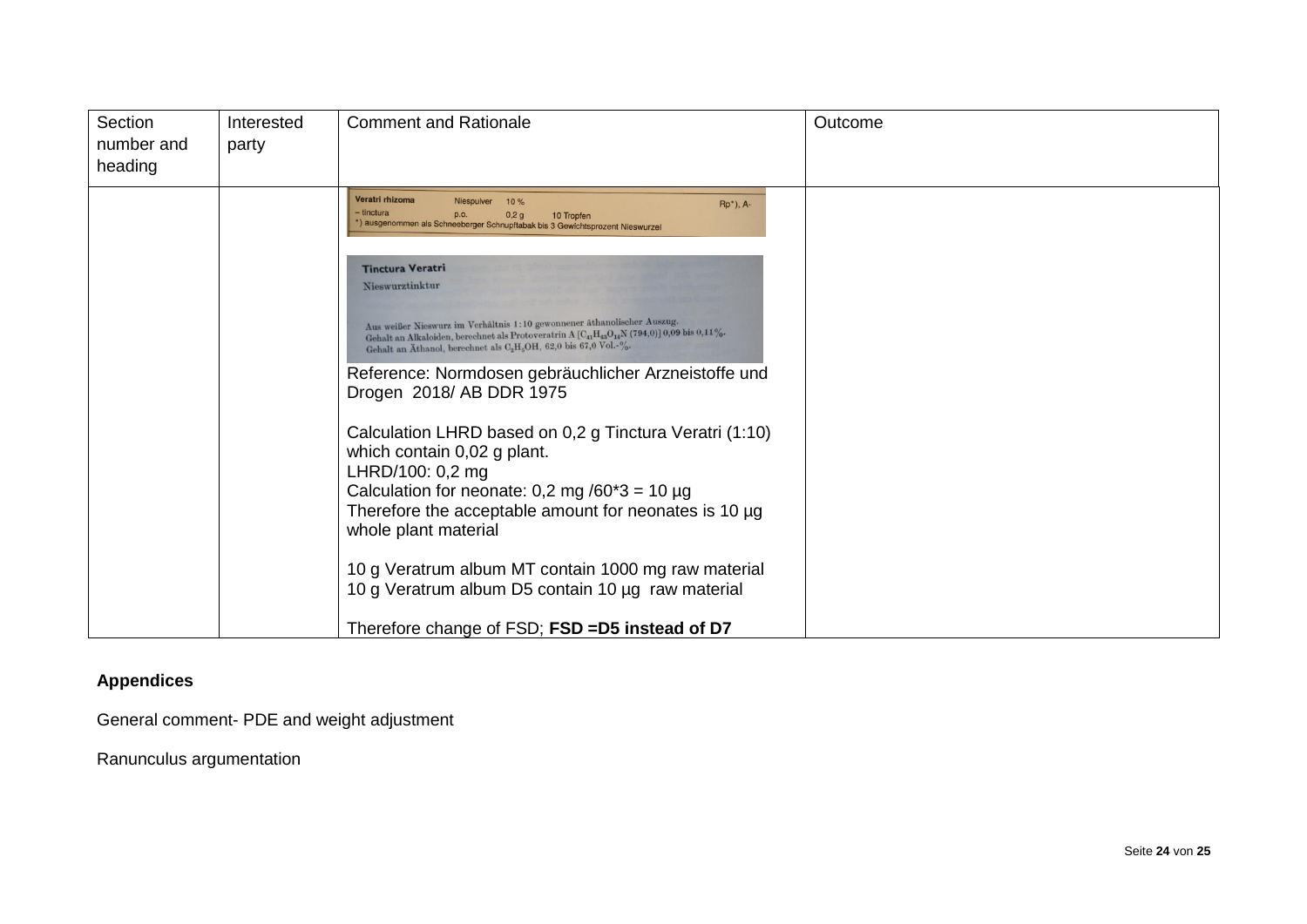| Section number and heading | Interested party | Comment and Rationale | Outcome |
|---|---|---|---|
| | | Veratri rhizoma Niespulver 10 % Rp*), A- <br> – tinctura p.o. 0,2 g 10 Tropfen <br> *) ausgenommen als Schneeberger Schnupftabak bis 3 Gewichtsprozent Nieswurzel <br><br> **Tinctura Veratri** <br> Nieswurztinktur <br><br> Aus weißer Nieswurz im Verhältnis 1:10 gewonnener äthanolischer Auszug. <br> Gehalt an Alkaloiden, berechnet als Protoveratrin A [$C_{41}H_{63}O_{14}N$ (794,0)] 0,09 bis 0,11%. <br> Gehalt an Äthanol, berechnet als $C_2H_5OH$, 62,0 bis 67,0 Vol.-%. <br><br> Reference: Normdosen gebräuchlicher Arzneistoffe und Drogen 2018/ AB DDR 1975 <br><br> Calculation LHRD based on 0,2 g Tinctura Veratri (1:10) which contain 0,02 g plant. <br> LHRD/100: 0,2 mg <br> Calculation for neonate: 0,2 mg /60*3 = 10 µg <br> Therefore the acceptable amount for neonates is 10 µg whole plant material <br><br> 10 g Veratrum album MT contain 1000 mg raw material <br> 10 g Veratrum album D5 contain 10 µg raw material <br><br> Therefore change of FSD; **FSD =D5 instead of D7** | |

**Appendices**

General comment- PDE and weight adjustment

Ranunculus argumentation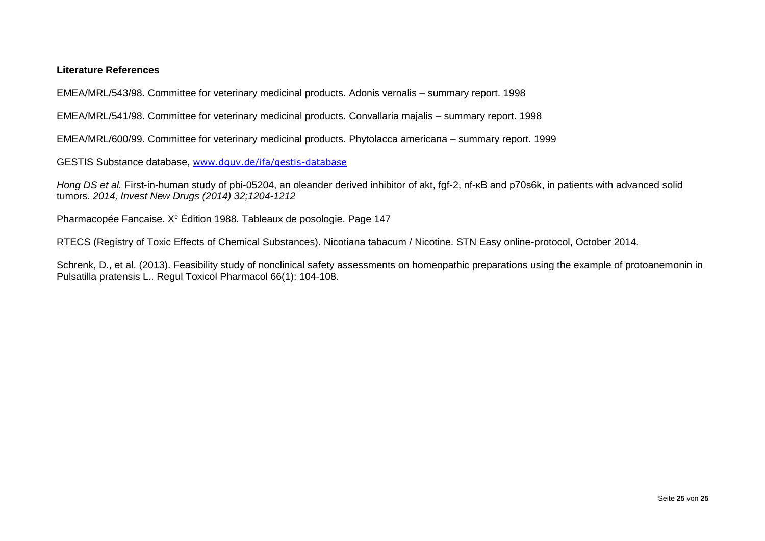**Literature References**

EMEA/MRL/543/98. Committee for veterinary medicinal products. Adonis vernalis – summary report. 1998

EMEA/MRL/541/98. Committee for veterinary medicinal products. Convallaria majalis – summary report. 1998

EMEA/MRL/600/99. Committee for veterinary medicinal products. Phytolacca americana – summary report. 1999

GESTIS Substance database, www.dguv.de/ifa/gestis-database

*Hong DS et al.* First-in-human study of pbi-05204, an oleander derived inhibitor of akt, fgf-2, nf-κB and p70s6k, in patients with advanced solid tumors. *2014, Invest New Drugs (2014) 32;1204-1212*

Pharmacopée Fancaise. X[e] Édition 1988. Tableaux de posologie. Page 147

RTECS (Registry of Toxic Effects of Chemical Substances). Nicotiana tabacum / Nicotine. STN Easy online-protocol, October 2014.

Schrenk, D., et al. (2013). Feasibility study of nonclinical safety assessments on homeopathic preparations using the example of protoanemonin in Pulsatilla pratensis L.. Regul Toxicol Pharmacol 66(1): 104-108.